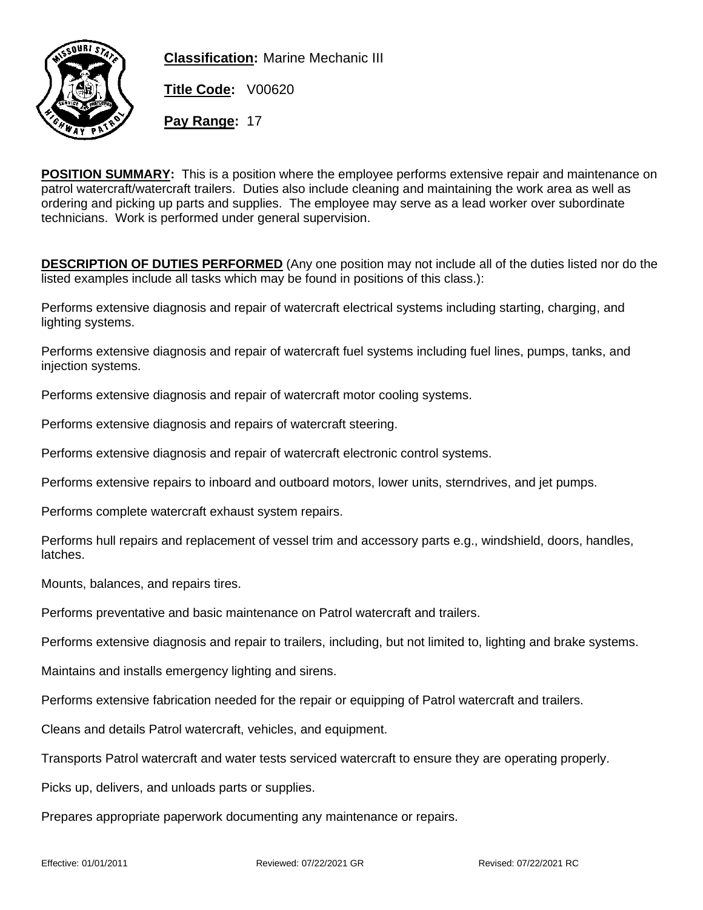**Classification:** Marine Mechanic III

**Title Code:** V00620

**Pay Range:** 17

**POSITION SUMMARY:** This is a position where the employee performs extensive repair and maintenance on patrol watercraft/watercraft trailers. Duties also include cleaning and maintaining the work area as well as ordering and picking up parts and supplies. The employee may serve as a lead worker over subordinate technicians. Work is performed under general supervision.

**DESCRIPTION OF DUTIES PERFORMED** (Any one position may not include all of the duties listed nor do the listed examples include all tasks which may be found in positions of this class.):

Performs extensive diagnosis and repair of watercraft electrical systems including starting, charging, and lighting systems.

Performs extensive diagnosis and repair of watercraft fuel systems including fuel lines, pumps, tanks, and injection systems.

Performs extensive diagnosis and repair of watercraft motor cooling systems.

Performs extensive diagnosis and repairs of watercraft steering.

Performs extensive diagnosis and repair of watercraft electronic control systems.

Performs extensive repairs to inboard and outboard motors, lower units, sterndrives, and jet pumps.

Performs complete watercraft exhaust system repairs.

Performs hull repairs and replacement of vessel trim and accessory parts e.g., windshield, doors, handles, latches.

Mounts, balances, and repairs tires.

Performs preventative and basic maintenance on Patrol watercraft and trailers.

Performs extensive diagnosis and repair to trailers, including, but not limited to, lighting and brake systems.

Maintains and installs emergency lighting and sirens.

Performs extensive fabrication needed for the repair or equipping of Patrol watercraft and trailers.

Cleans and details Patrol watercraft, vehicles, and equipment.

Transports Patrol watercraft and water tests serviced watercraft to ensure they are operating properly.

Picks up, delivers, and unloads parts or supplies.

Prepares appropriate paperwork documenting any maintenance or repairs.

Effective: 01/01/2011 Reviewed: 07/22/2021 GR Revised: 07/22/2021 RC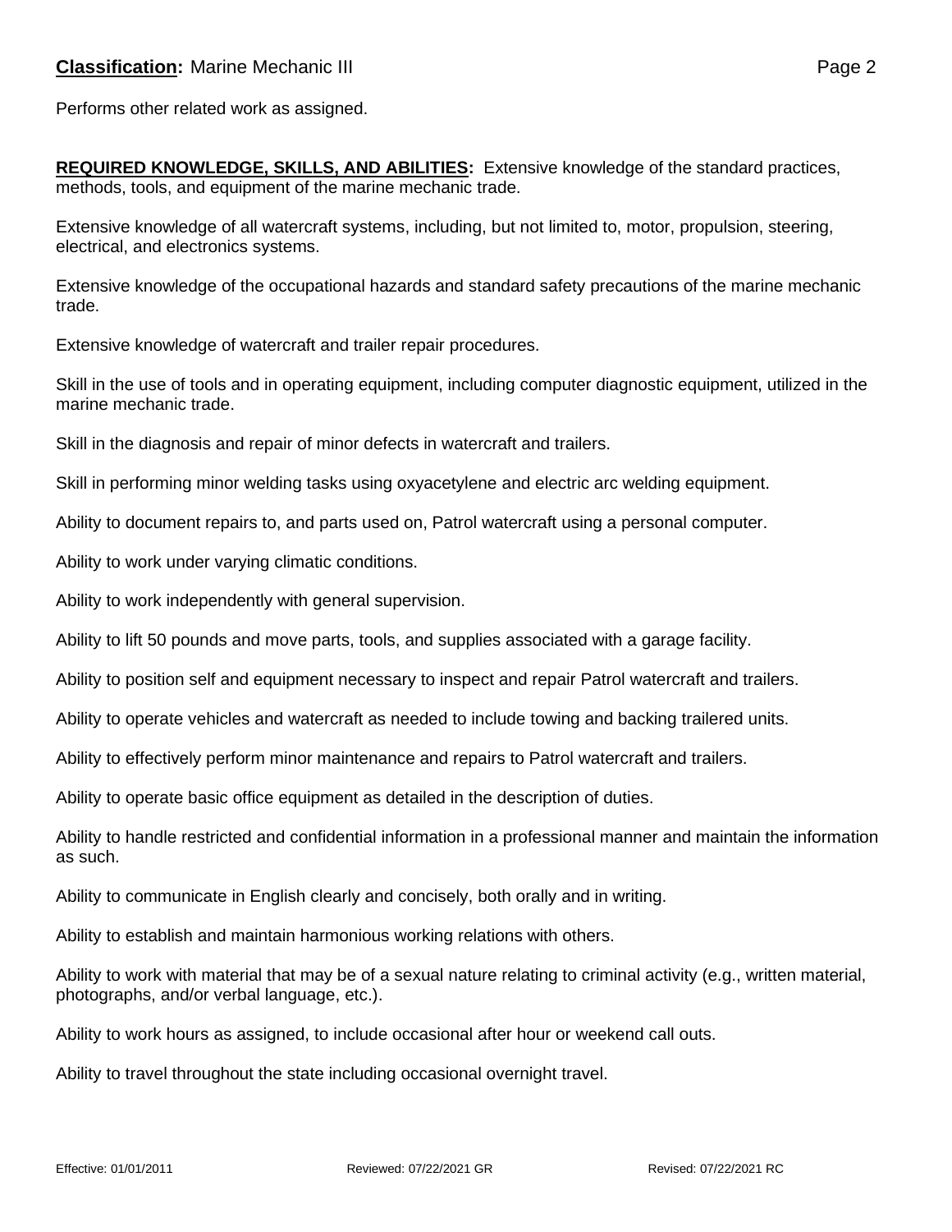Performs other related work as assigned.

**REQUIRED KNOWLEDGE, SKILLS, AND ABILITIES:** Extensive knowledge of the standard practices, methods, tools, and equipment of the marine mechanic trade.

Extensive knowledge of all watercraft systems, including, but not limited to, motor, propulsion, steering, electrical, and electronics systems.

Extensive knowledge of the occupational hazards and standard safety precautions of the marine mechanic trade.

Extensive knowledge of watercraft and trailer repair procedures.

Skill in the use of tools and in operating equipment, including computer diagnostic equipment, utilized in the marine mechanic trade.

Skill in the diagnosis and repair of minor defects in watercraft and trailers.

Skill in performing minor welding tasks using oxyacetylene and electric arc welding equipment.

Ability to document repairs to, and parts used on, Patrol watercraft using a personal computer.

Ability to work under varying climatic conditions.

Ability to work independently with general supervision.

Ability to lift 50 pounds and move parts, tools, and supplies associated with a garage facility.

Ability to position self and equipment necessary to inspect and repair Patrol watercraft and trailers.

Ability to operate vehicles and watercraft as needed to include towing and backing trailered units.

Ability to effectively perform minor maintenance and repairs to Patrol watercraft and trailers.

Ability to operate basic office equipment as detailed in the description of duties.

Ability to handle restricted and confidential information in a professional manner and maintain the information as such.

Ability to communicate in English clearly and concisely, both orally and in writing.

Ability to establish and maintain harmonious working relations with others.

Ability to work with material that may be of a sexual nature relating to criminal activity (e.g., written material, photographs, and/or verbal language, etc.).

Ability to work hours as assigned, to include occasional after hour or weekend call outs.

Ability to travel throughout the state including occasional overnight travel.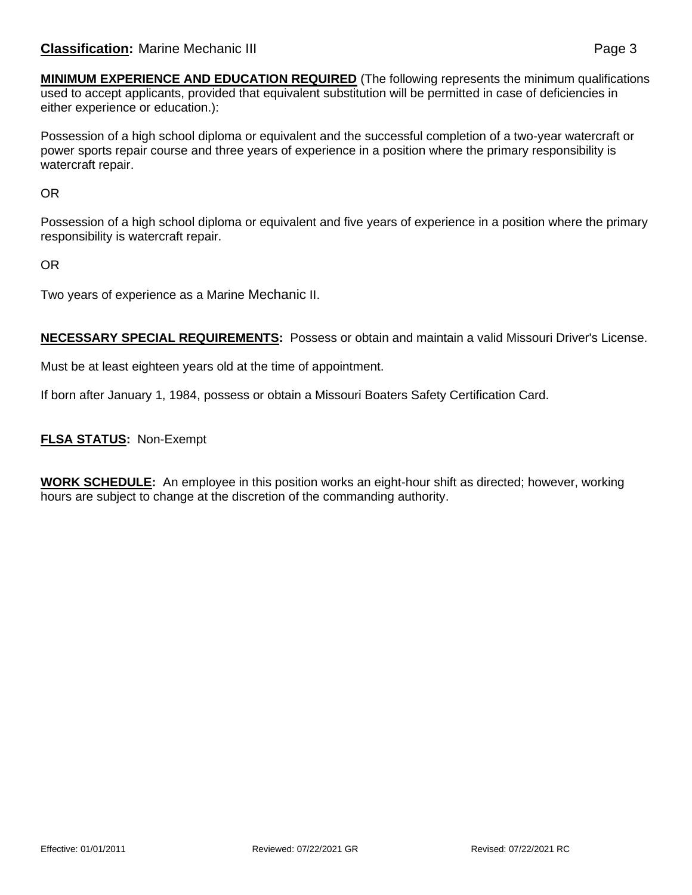**MINIMUM EXPERIENCE AND EDUCATION REQUIRED** (The following represents the minimum qualifications used to accept applicants, provided that equivalent substitution will be permitted in case of deficiencies in either experience or education.):

Possession of a high school diploma or equivalent and the successful completion of a two-year watercraft or power sports repair course and three years of experience in a position where the primary responsibility is watercraft repair.

OR

Possession of a high school diploma or equivalent and five years of experience in a position where the primary responsibility is watercraft repair.

OR

Two years of experience as a Marine Mechanic II.

**NECESSARY SPECIAL REQUIREMENTS:** Possess or obtain and maintain a valid Missouri Driver's License.

Must be at least eighteen years old at the time of appointment.

If born after January 1, 1984, possess or obtain a Missouri Boaters Safety Certification Card.

**FLSA STATUS:** Non-Exempt

**WORK SCHEDULE:** An employee in this position works an eight-hour shift as directed; however, working hours are subject to change at the discretion of the commanding authority.

Effective: 01/01/2011 Reviewed: 07/22/2021 GR Revised: 07/22/2021 RC